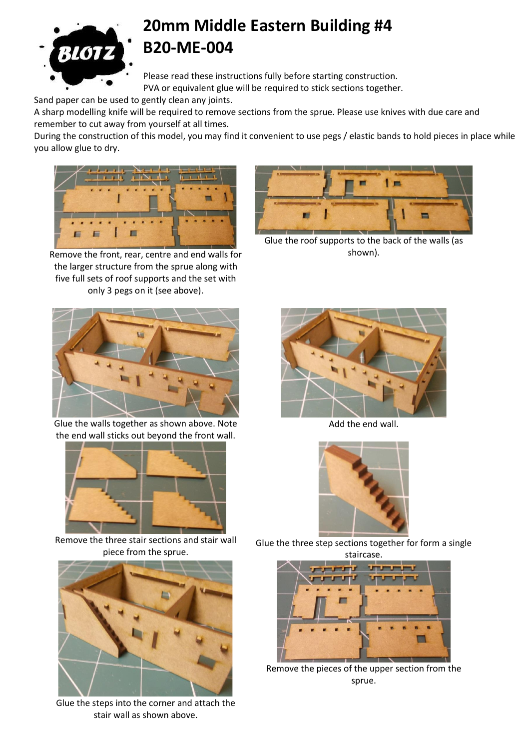# 20mm Middle Eastern Building #4
# B20-ME-004

Please read these instructions fully before starting construction.
PVA or equivalent glue will be required to stick sections together.
Sand paper can be used to gently clean any joints.
A sharp modelling knife will be required to remove sections from the sprue. Please use knives with due care and remember to cut away from yourself at all times.
During the construction of this model, you may find it convenient to use pegs / elastic bands to hold pieces in place while you allow glue to dry.

Remove the front, rear, centre and end walls for the larger structure from the sprue along with five full sets of roof supports and the set with only 3 pegs on it (see above).

Glue the roof supports to the back of the walls (as shown).

Glue the walls together as shown above. Note the end wall sticks out beyond the front wall.

Add the end wall.

Remove the three stair sections and stair wall piece from the sprue.

Glue the three step sections together for form a single staircase.

Glue the steps into the corner and attach the stair wall as shown above.

Remove the pieces of the upper section from the sprue.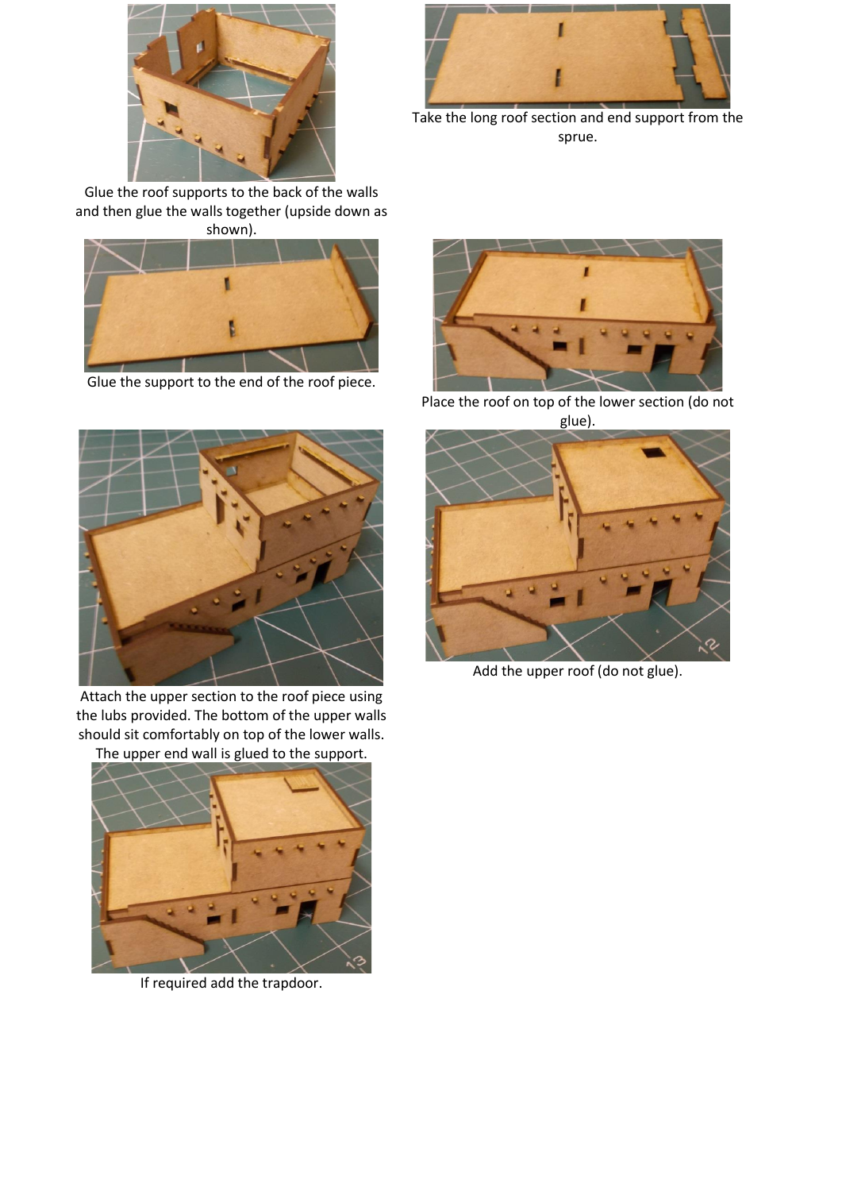Glue the roof supports to the back of the walls and then glue the walls together (upside down as shown).

Take the long roof section and end support from the sprue.

Glue the support to the end of the roof piece.

Place the roof on top of the lower section (do not glue).

Attach the upper section to the roof piece using the lubs provided. The bottom of the upper walls should sit comfortably on top of the lower walls. The upper end wall is glued to the support.

Add the upper roof (do not glue).

If required add the trapdoor.